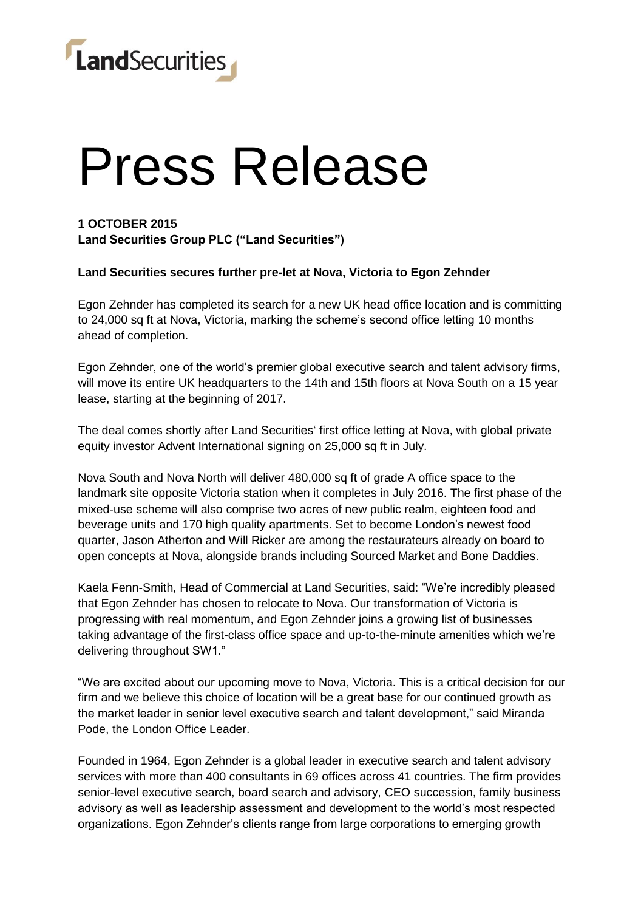LandSecurities

# Press Release

**1 OCTOBER 2015**
**Land Securities Group PLC ("Land Securities")**

**Land Securities secures further pre-let at Nova, Victoria to Egon Zehnder**

Egon Zehnder has completed its search for a new UK head office location and is committing to 24,000 sq ft at Nova, Victoria, marking the scheme's second office letting 10 months ahead of completion.

Egon Zehnder, one of the world's premier global executive search and talent advisory firms, will move its entire UK headquarters to the 14th and 15th floors at Nova South on a 15 year lease, starting at the beginning of 2017.

The deal comes shortly after Land Securities' first office letting at Nova, with global private equity investor Advent International signing on 25,000 sq ft in July.

Nova South and Nova North will deliver 480,000 sq ft of grade A office space to the landmark site opposite Victoria station when it completes in July 2016. The first phase of the mixed-use scheme will also comprise two acres of new public realm, eighteen food and beverage units and 170 high quality apartments. Set to become London's newest food quarter, Jason Atherton and Will Ricker are among the restaurateurs already on board to open concepts at Nova, alongside brands including Sourced Market and Bone Daddies.

Kaela Fenn-Smith, Head of Commercial at Land Securities, said: "We're incredibly pleased that Egon Zehnder has chosen to relocate to Nova. Our transformation of Victoria is progressing with real momentum, and Egon Zehnder joins a growing list of businesses taking advantage of the first-class office space and up-to-the-minute amenities which we're delivering throughout SW1."

"We are excited about our upcoming move to Nova, Victoria. This is a critical decision for our firm and we believe this choice of location will be a great base for our continued growth as the market leader in senior level executive search and talent development," said Miranda Pode, the London Office Leader.

Founded in 1964, Egon Zehnder is a global leader in executive search and talent advisory services with more than 400 consultants in 69 offices across 41 countries. The firm provides senior-level executive search, board search and advisory, CEO succession, family business advisory as well as leadership assessment and development to the world's most respected organizations. Egon Zehnder's clients range from large corporations to emerging growth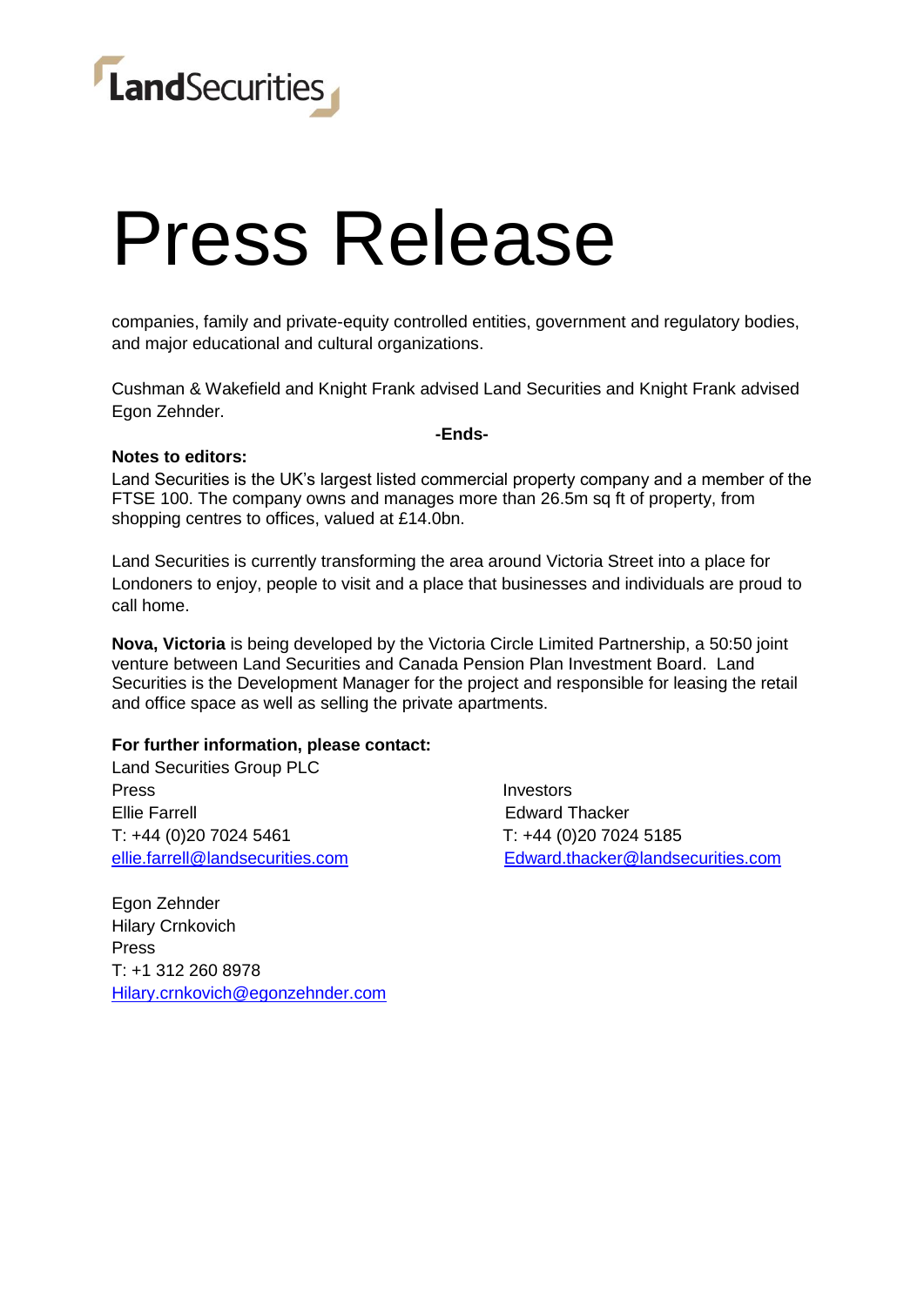# Press Release

companies, family and private-equity controlled entities, government and regulatory bodies, and major educational and cultural organizations.

Cushman & Wakefield and Knight Frank advised Land Securities and Knight Frank advised Egon Zehnder.

**-Ends-**

**Notes to editors:**

Land Securities is the UK's largest listed commercial property company and a member of the FTSE 100. The company owns and manages more than 26.5m sq ft of property, from shopping centres to offices, valued at £14.0bn.

Land Securities is currently transforming the area around Victoria Street into a place for Londoners to enjoy, people to visit and a place that businesses and individuals are proud to call home.

**Nova, Victoria** is being developed by the Victoria Circle Limited Partnership, a 50:50 joint venture between Land Securities and Canada Pension Plan Investment Board. Land Securities is the Development Manager for the project and responsible for leasing the retail and office space as well as selling the private apartments.

**For further information, please contact:**

Land Securities Group PLC

Press
Ellie Farrell
T: +44 (0)20 7024 5461
ellie.farrell@landsecurities.com

Investors
Edward Thacker
T: +44 (0)20 7024 5185
Edward.thacker@landsecurities.com

Egon Zehnder
Hilary Crnkovich
Press
T: +1 312 260 8978
Hilary.crnkovich@egonzehnder.com